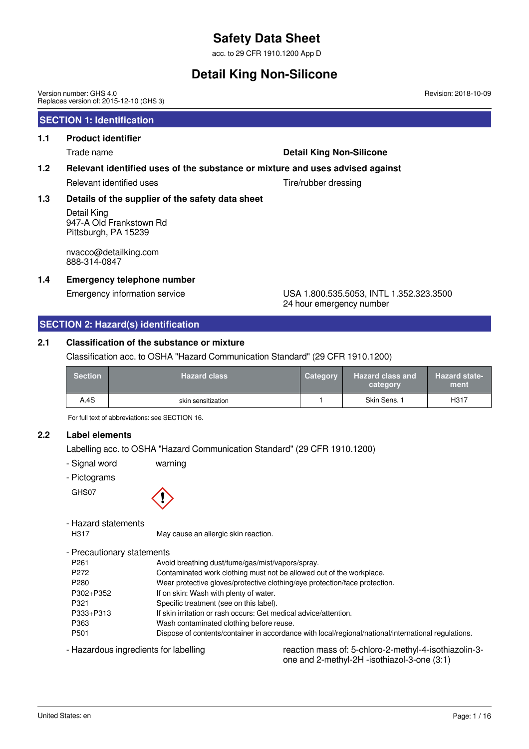# Safety Data Sheet

acc. to 29 CFR 1910.1200 App D

# Detail King Non-Silicone

Version number: GHS 4.0
Replaces version of: 2015-12-10 (GHS 3)

Revision: 2018-10-09

## SECTION 1: Identification

### 1.1 Product identifier

Trade name **Detail King Non-Silicone**

### 1.2 Relevant identified uses of the substance or mixture and uses advised against

Relevant identified uses Tire/rubber dressing

### 1.3 Details of the supplier of the safety data sheet

Detail King
947-A Old Frankstown Rd
Pittsburgh, PA 15239

nvacco@detailking.com
888-314-0847

### 1.4 Emergency telephone number

Emergency information service USA 1.800.535.5053, INTL 1.352.323.3500
24 hour emergency number

## SECTION 2: Hazard(s) identification

### 2.1 Classification of the substance or mixture

Classification acc. to OSHA "Hazard Communication Standard" (29 CFR 1910.1200)

| Section | Hazard class | Category | Hazard class and category | Hazard statement |
|---|---|---|---|---|
| A.4S | skin sensitization | 1 | Skin Sens. 1 | H317 |

For full text of abbreviations: see SECTION 16.

### 2.2 Label elements

Labelling acc. to OSHA "Hazard Communication Standard" (29 CFR 1910.1200)

- Signal word warning
- Pictograms

GHS07

- Hazard statements

H317 May cause an allergic skin reaction.

- Precautionary statements

| | |
|---|---|
| P261 | Avoid breathing dust/fume/gas/mist/vapors/spray. |
| P272 | Contaminated work clothing must not be allowed out of the workplace. |
| P280 | Wear protective gloves/protective clothing/eye protection/face protection. |
| P302+P352 | If on skin: Wash with plenty of water. |
| P321 | Specific treatment (see on this label). |
| P333+P313 | If skin irritation or rash occurs: Get medical advice/attention. |
| P363 | Wash contaminated clothing before reuse. |
| P501 | Dispose of contents/container in accordance with local/regional/national/international regulations. |

- Hazardous ingredients for labelling: reaction mass of: 5-chloro-2-methyl-4-isothiazolin-3-one and 2-methyl-2H -isothiazol-3-one (3:1)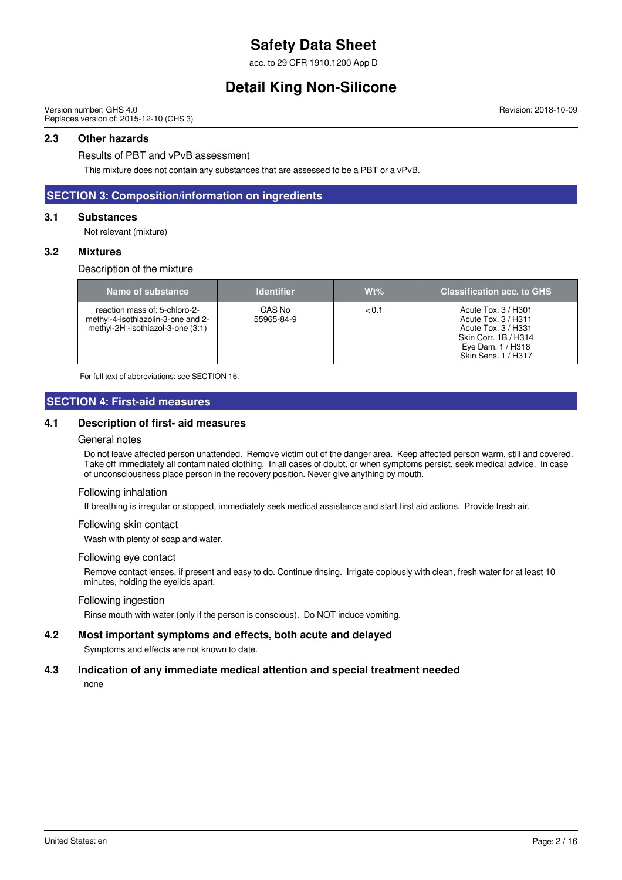## 2.3 Other hazards

### Results of PBT and vPvB assessment

This mixture does not contain any substances that are assessed to be a PBT or a vPvB.

## SECTION 3: Composition/information on ingredients

### 3.1 Substances

Not relevant (mixture)

### 3.2 Mixtures

Description of the mixture

| Name of substance | Identifier | Wt% | Classification acc. to GHS |
|---|---|---|---|
| reaction mass of: 5-chloro-2-methyl-4-isothiazolin-3-one and 2-methyl-2H -isothiazol-3-one (3:1) | CAS No 55965-84-9 | < 0.1 | Acute Tox. 3 / H301<br>Acute Tox. 3 / H311<br>Acute Tox. 3 / H331<br>Skin Corr. 1B / H314<br>Eye Dam. 1 / H318<br>Skin Sens. 1 / H317 |

For full text of abbreviations: see SECTION 16.

## SECTION 4: First-aid measures

### 4.1 Description of first- aid measures

General notes

Do not leave affected person unattended. Remove victim out of the danger area. Keep affected person warm, still and covered. Take off immediately all contaminated clothing. In all cases of doubt, or when symptoms persist, seek medical advice. In case of unconsciousness place person in the recovery position. Never give anything by mouth.

Following inhalation

If breathing is irregular or stopped, immediately seek medical assistance and start first aid actions. Provide fresh air.

Following skin contact

Wash with plenty of soap and water.

Following eye contact

Remove contact lenses, if present and easy to do. Continue rinsing. Irrigate copiously with clean, fresh water for at least 10 minutes, holding the eyelids apart.

Following ingestion

Rinse mouth with water (only if the person is conscious). Do NOT induce vomiting.

### 4.2 Most important symptoms and effects, both acute and delayed

Symptoms and effects are not known to date.

### 4.3 Indication of any immediate medical attention and special treatment needed

none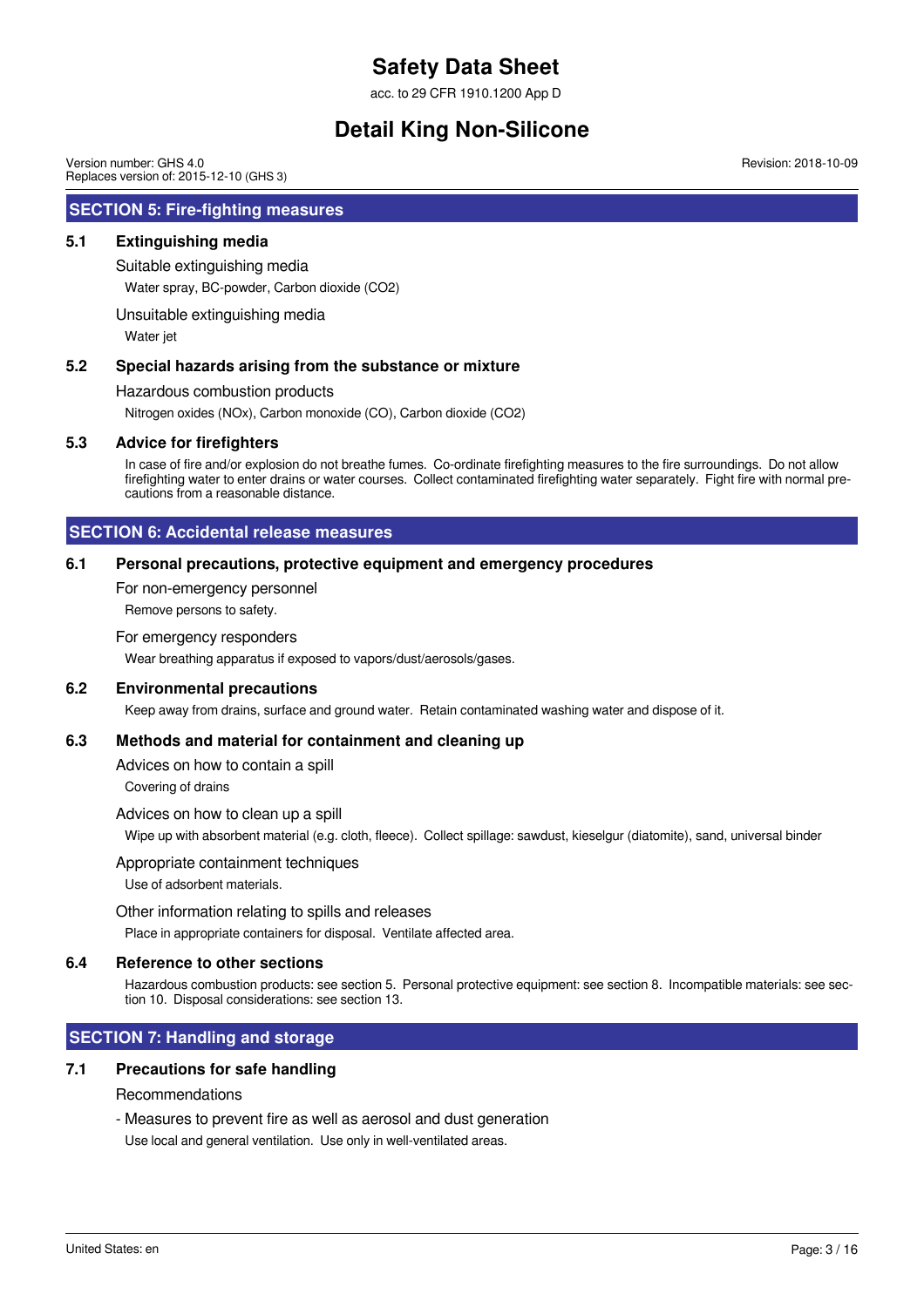## SECTION 5: Fire-fighting measures

### 5.1 Extinguishing media

Suitable extinguishing media

Water spray, BC-powder, Carbon dioxide ($CO_2$)

Unsuitable extinguishing media

Water jet

### 5.2 Special hazards arising from the substance or mixture

Hazardous combustion products

Nitrogen oxides (NOx), Carbon monoxide (CO), Carbon dioxide ($CO_2$)

### 5.3 Advice for firefighters

In case of fire and/or explosion do not breathe fumes. Co-ordinate firefighting measures to the fire surroundings. Do not allow firefighting water to enter drains or water courses. Collect contaminated firefighting water separately. Fight fire with normal precautions from a reasonable distance.

## SECTION 6: Accidental release measures

### 6.1 Personal precautions, protective equipment and emergency procedures

For non-emergency personnel

Remove persons to safety.

For emergency responders

Wear breathing apparatus if exposed to vapors/dust/aerosols/gases.

### 6.2 Environmental precautions

Keep away from drains, surface and ground water. Retain contaminated washing water and dispose of it.

### 6.3 Methods and material for containment and cleaning up

Advices on how to contain a spill

Covering of drains

Advices on how to clean up a spill

Wipe up with absorbent material (e.g. cloth, fleece). Collect spillage: sawdust, kieselgur (diatomite), sand, universal binder

Appropriate containment techniques

Use of adsorbent materials.

Other information relating to spills and releases

Place in appropriate containers for disposal. Ventilate affected area.

### 6.4 Reference to other sections

Hazardous combustion products: see section 5. Personal protective equipment: see section 8. Incompatible materials: see section 10. Disposal considerations: see section 13.

## SECTION 7: Handling and storage

### 7.1 Precautions for safe handling

Recommendations

- Measures to prevent fire as well as aerosol and dust generation

Use local and general ventilation. Use only in well-ventilated areas.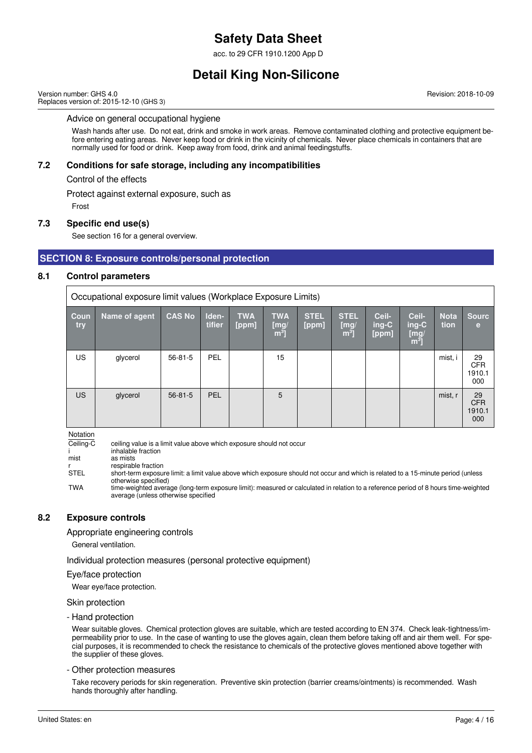Advice on general occupational hygiene

Wash hands after use. Do not eat, drink and smoke in work areas. Remove contaminated clothing and protective equipment before entering eating areas. Never keep food or drink in the vicinity of chemicals. Never place chemicals in containers that are normally used for food or drink. Keep away from food, drink and animal feedingstuffs.

### 7.2 Conditions for safe storage, including any incompatibilities

Control of the effects

Protect against external exposure, such as

Frost

### 7.3 Specific end use(s)

See section 16 for a general overview.

## SECTION 8: Exposure controls/personal protection

### 8.1 Control parameters

Occupational exposure limit values (Workplace Exposure Limits)

| Country | Name of agent | CAS No | Identifier | TWA [ppm] | TWA [mg/m³] | STEL [ppm] | STEL [mg/m³] | Ceiling-C [ppm] | Ceiling-C [mg/m³] | Notation | Source |
|---|---|---|---|---|---|---|---|---|---|---|---|
| US | glycerol | 56-81-5 | PEL | | 15 | | | | | mist, i | 29 CFR 1910.1000 |
| US | glycerol | 56-81-5 | PEL | | 5 | | | | | mist, r | 29 CFR 1910.1000 |

Notation

| | |
|---|---|
| Ceiling-C | ceiling value is a limit value above which exposure should not occur |
| i | inhalable fraction |
| mist | as mists |
| r | respirable fraction |
| STEL | short-term exposure limit: a limit value above which exposure should not occur and which is related to a 15-minute period (unless otherwise specified) |
| TWA | time-weighted average (long-term exposure limit): measured or calculated in relation to a reference period of 8 hours time-weighted average (unless otherwise specified |

### 8.2 Exposure controls

Appropriate engineering controls

General ventilation.

Individual protection measures (personal protective equipment)

Eye/face protection

Wear eye/face protection.

Skin protection

- Hand protection

Wear suitable gloves. Chemical protection gloves are suitable, which are tested according to EN 374. Check leak-tightness/impermeability prior to use. In the case of wanting to use the gloves again, clean them before taking off and air them well. For special purposes, it is recommended to check the resistance to chemicals of the protective gloves mentioned above together with the supplier of these gloves.

- Other protection measures

Take recovery periods for skin regeneration. Preventive skin protection (barrier creams/ointments) is recommended. Wash hands thoroughly after handling.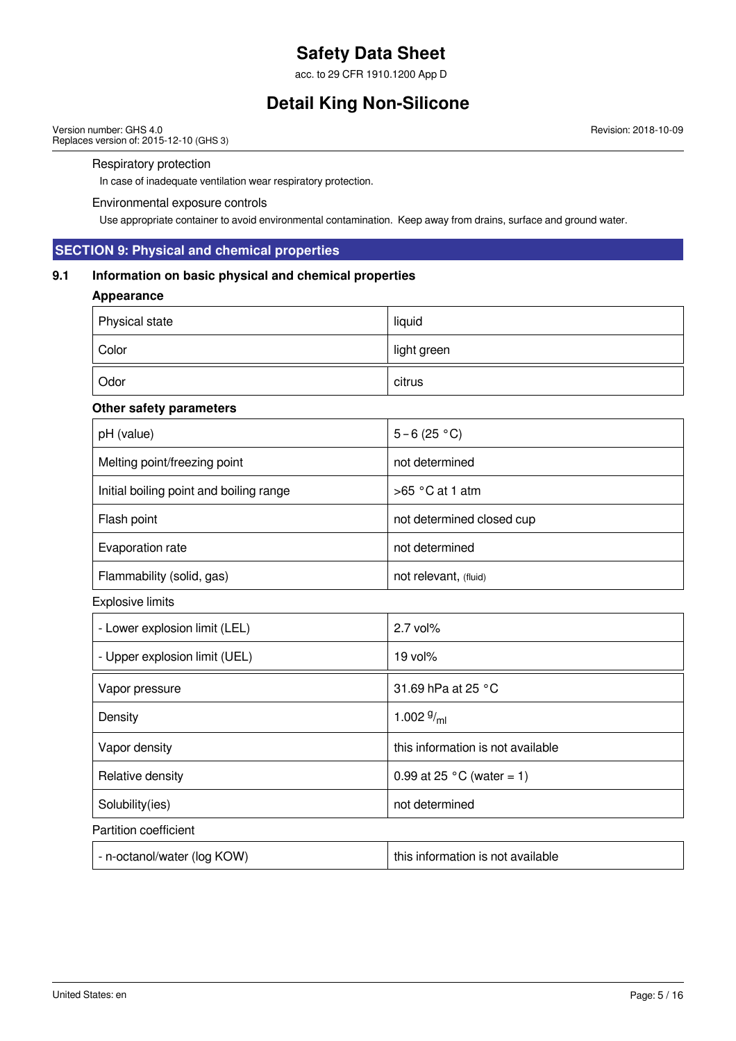Respiratory protection

In case of inadequate ventilation wear respiratory protection.

Environmental exposure controls

Use appropriate container to avoid environmental contamination. Keep away from drains, surface and ground water.

## SECTION 9: Physical and chemical properties

### 9.1 Information on basic physical and chemical properties

**Appearance**

| | |
|---|---|
| Physical state | liquid |
| Color | light green |
| Odor | citrus |

**Other safety parameters**

| | |
|---|---|
| pH (value) | 5 – 6 (25 °C) |
| Melting point/freezing point | not determined |
| Initial boiling point and boiling range | >65 °C at 1 atm |
| Flash point | not determined closed cup |
| Evaporation rate | not determined |
| Flammability (solid, gas) | not relevant, (fluid) |

Explosive limits

| | |
|---|---|
| - Lower explosion limit (LEL) | 2.7 vol% |
| - Upper explosion limit (UEL) | 19 vol% |

| | |
|---|---|
| Vapor pressure | 31.69 hPa at 25 °C |
| Density | 1.002 $^{g}/_{ml}$ |
| Vapor density | this information is not available |
| Relative density | 0.99 at 25 °C (water = 1) |
| Solubility(ies) | not determined |

Partition coefficient

| | |
|---|---|
| - n-octanol/water (log KOW) | this information is not available |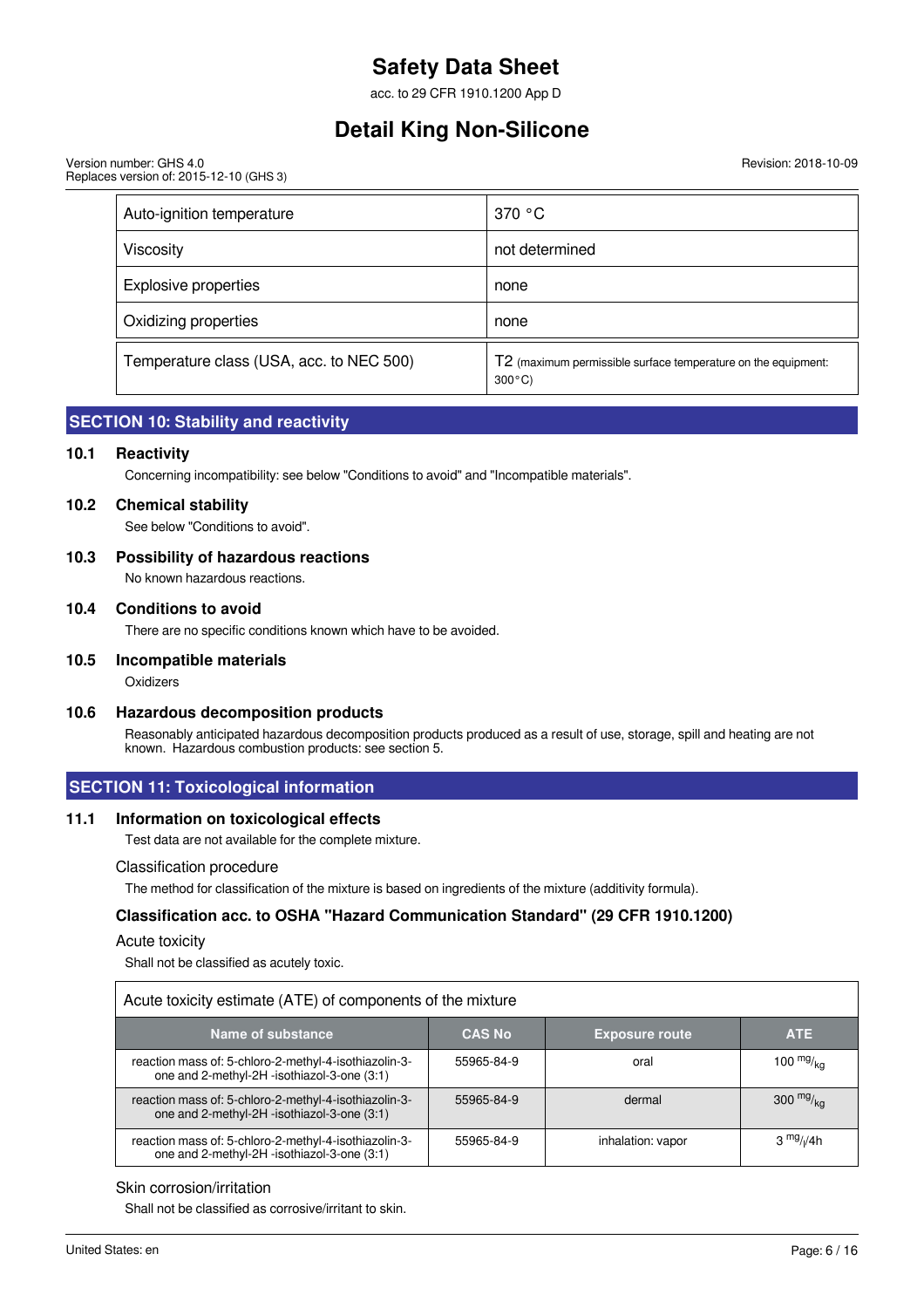| Auto-ignition temperature | 370 °C |
|---|---|
| Viscosity | not determined |
| Explosive properties | none |
| Oxidizing properties | none |
| Temperature class (USA, acc. to NEC 500) | T2 (maximum permissible surface temperature on the equipment: 300°C) |

## SECTION 10: Stability and reactivity

### 10.1 Reactivity

Concerning incompatibility: see below "Conditions to avoid" and "Incompatible materials".

### 10.2 Chemical stability

See below "Conditions to avoid".

### 10.3 Possibility of hazardous reactions

No known hazardous reactions.

### 10.4 Conditions to avoid

There are no specific conditions known which have to be avoided.

### 10.5 Incompatible materials

Oxidizers

### 10.6 Hazardous decomposition products

Reasonably anticipated hazardous decomposition products produced as a result of use, storage, spill and heating are not known. Hazardous combustion products: see section 5.

## SECTION 11: Toxicological information

### 11.1 Information on toxicological effects

Test data are not available for the complete mixture.

Classification procedure

The method for classification of the mixture is based on ingredients of the mixture (additivity formula).

**Classification acc. to OSHA "Hazard Communication Standard" (29 CFR 1910.1200)**

Acute toxicity

Shall not be classified as acutely toxic.

| Acute toxicity estimate (ATE) of components of the mixture | | | |
|---|---|---|---|
| **Name of substance** | **CAS No** | **Exposure route** | **ATE** |
| reaction mass of: 5-chloro-2-methyl-4-isothiazolin-3-one and 2-methyl-2H -isothiazol-3-one (3:1) | 55965-84-9 | oral | 100 $^{mg}/_{kg}$ |
| reaction mass of: 5-chloro-2-methyl-4-isothiazolin-3-one and 2-methyl-2H -isothiazol-3-one (3:1) | 55965-84-9 | dermal | 300 $^{mg}/_{kg}$ |
| reaction mass of: 5-chloro-2-methyl-4-isothiazolin-3-one and 2-methyl-2H -isothiazol-3-one (3:1) | 55965-84-9 | inhalation: vapor | 3 $^{mg}/_{l}$/4h |

Skin corrosion/irritation

Shall not be classified as corrosive/irritant to skin.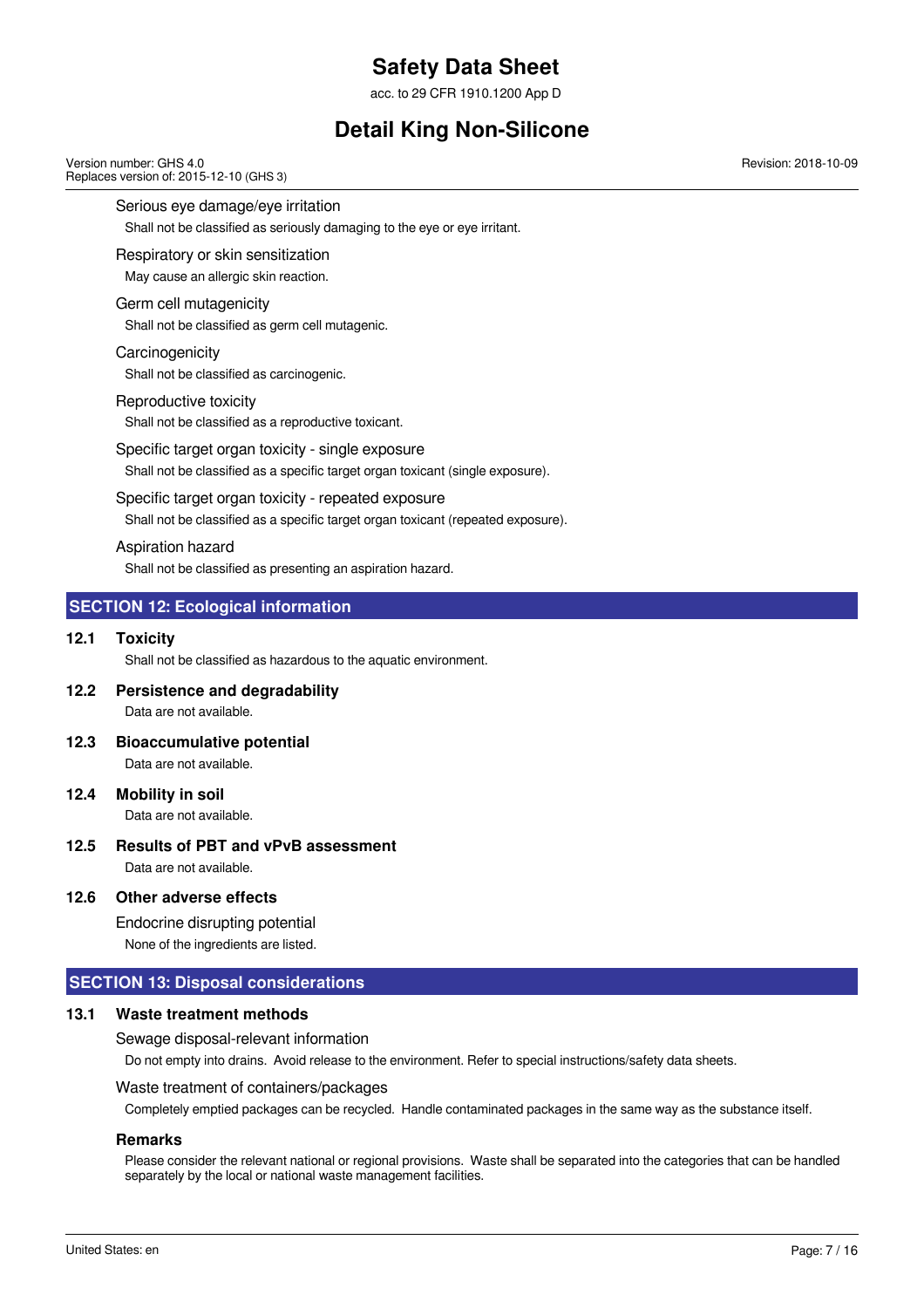Serious eye damage/eye irritation

Shall not be classified as seriously damaging to the eye or eye irritant.

Respiratory or skin sensitization

May cause an allergic skin reaction.

Germ cell mutagenicity

Shall not be classified as germ cell mutagenic.

Carcinogenicity

Shall not be classified as carcinogenic.

Reproductive toxicity

Shall not be classified as a reproductive toxicant.

Specific target organ toxicity - single exposure

Shall not be classified as a specific target organ toxicant (single exposure).

Specific target organ toxicity - repeated exposure

Shall not be classified as a specific target organ toxicant (repeated exposure).

Aspiration hazard

Shall not be classified as presenting an aspiration hazard.

## SECTION 12: Ecological information

### 12.1 Toxicity

Shall not be classified as hazardous to the aquatic environment.

### 12.2 Persistence and degradability

Data are not available.

### 12.3 Bioaccumulative potential

Data are not available.

### 12.4 Mobility in soil

Data are not available.

### 12.5 Results of PBT and vPvB assessment

Data are not available.

### 12.6 Other adverse effects

Endocrine disrupting potential

None of the ingredients are listed.

## SECTION 13: Disposal considerations

### 13.1 Waste treatment methods

Sewage disposal-relevant information

Do not empty into drains. Avoid release to the environment. Refer to special instructions/safety data sheets.

Waste treatment of containers/packages

Completely emptied packages can be recycled. Handle contaminated packages in the same way as the substance itself.

**Remarks**

Please consider the relevant national or regional provisions. Waste shall be separated into the categories that can be handled separately by the local or national waste management facilities.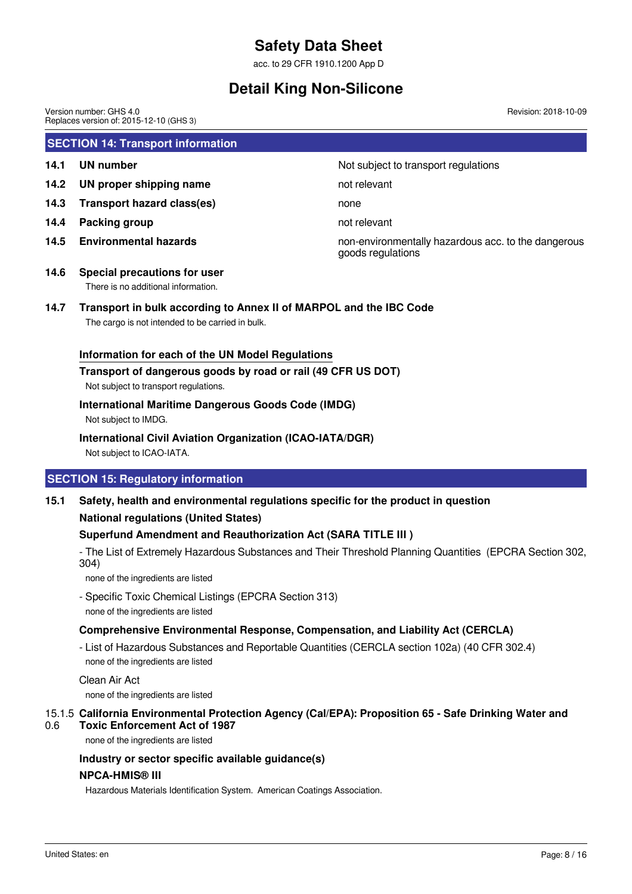## SECTION 14: Transport information

| | | |
|---|---|---|
| **14.1** | **UN number** | Not subject to transport regulations |
| **14.2** | **UN proper shipping name** | not relevant |
| **14.3** | **Transport hazard class(es)** | none |
| **14.4** | **Packing group** | not relevant |
| **14.5** | **Environmental hazards** | non-environmentally hazardous acc. to the dangerous goods regulations |

**14.6 Special precautions for user**

There is no additional information.

**14.7 Transport in bulk according to Annex II of MARPOL and the IBC Code**

The cargo is not intended to be carried in bulk.

**Information for each of the UN Model Regulations**

**Transport of dangerous goods by road or rail (49 CFR US DOT)**

Not subject to transport regulations.

**International Maritime Dangerous Goods Code (IMDG)**

Not subject to IMDG.

**International Civil Aviation Organization (ICAO-IATA/DGR)**

Not subject to ICAO-IATA.

## SECTION 15: Regulatory information

**15.1 Safety, health and environmental regulations specific for the product in question**

**National regulations (United States)**

**Superfund Amendment and Reauthorization Act (SARA TITLE III )**

- The List of Extremely Hazardous Substances and Their Threshold Planning Quantities (EPCRA Section 302, 304)

none of the ingredients are listed

- Specific Toxic Chemical Listings (EPCRA Section 313)

none of the ingredients are listed

**Comprehensive Environmental Response, Compensation, and Liability Act (CERCLA)**

- List of Hazardous Substances and Reportable Quantities (CERCLA section 102a) (40 CFR 302.4)

none of the ingredients are listed

Clean Air Act

none of the ingredients are listed

**15.1.5 0.6 California Environmental Protection Agency (Cal/EPA): Proposition 65 - Safe Drinking Water and Toxic Enforcement Act of 1987**

none of the ingredients are listed

**Industry or sector specific available guidance(s)**

**NPCA-HMIS® III**

Hazardous Materials Identification System. American Coatings Association.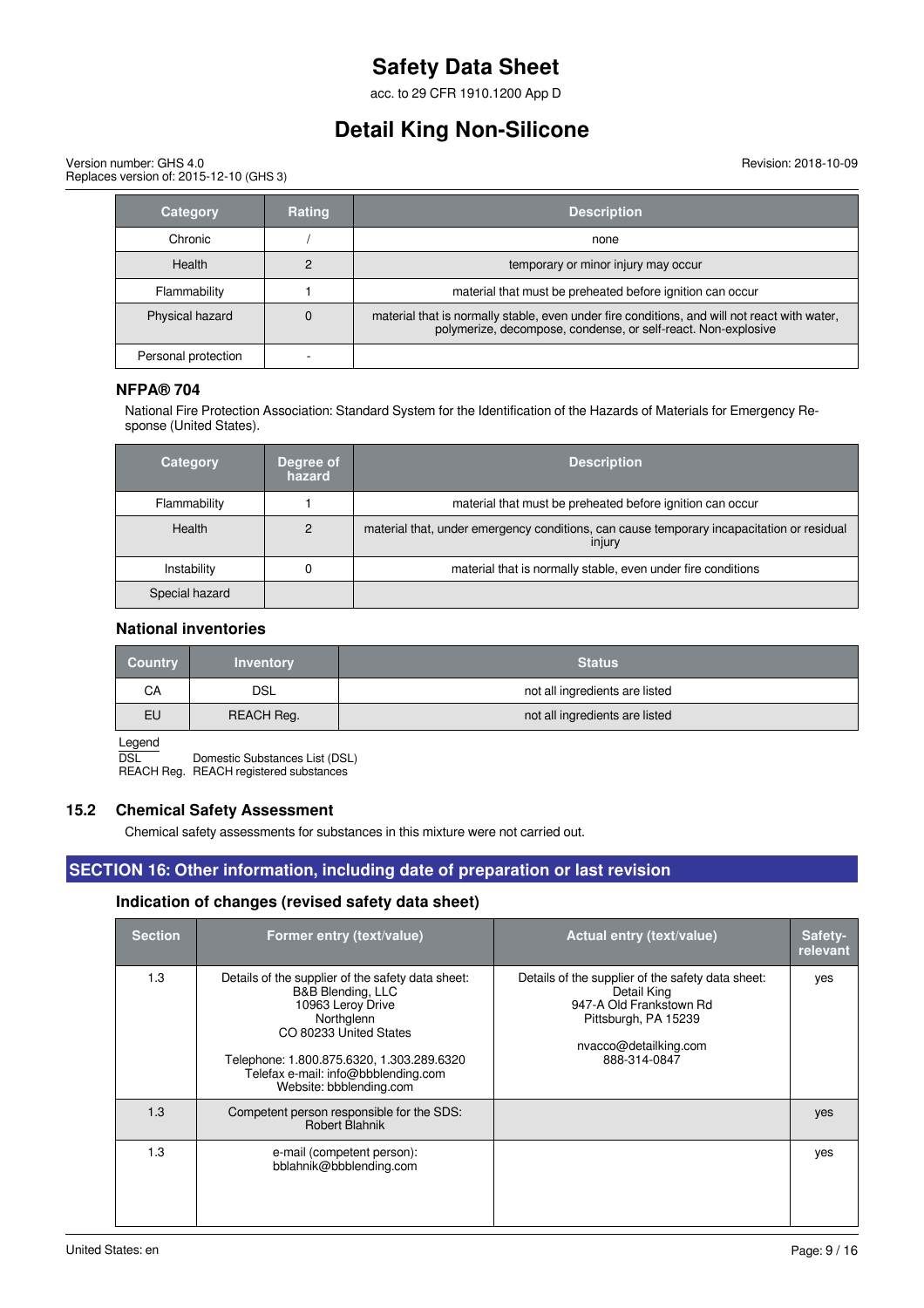| Category | Rating | Description |
|---|---|---|
| Chronic | / | none |
| Health | 2 | temporary or minor injury may occur |
| Flammability | 1 | material that must be preheated before ignition can occur |
| Physical hazard | 0 | material that is normally stable, even under fire conditions, and will not react with water, polymerize, decompose, condense, or self-react. Non-explosive |
| Personal protection | - | |

### NFPA® 704

National Fire Protection Association: Standard System for the Identification of the Hazards of Materials for Emergency Response (United States).

| Category | Degree of hazard | Description |
|---|---|---|
| Flammability | 1 | material that must be preheated before ignition can occur |
| Health | 2 | material that, under emergency conditions, can cause temporary incapacitation or residual injury |
| Instability | 0 | material that is normally stable, even under fire conditions |
| Special hazard | | |

### National inventories

| Country | Inventory | Status |
|---|---|---|
| CA | DSL | not all ingredients are listed |
| EU | REACH Reg. | not all ingredients are listed |

Legend

DSL Domestic Substances List (DSL)
REACH Reg. REACH registered substances

### 15.2 Chemical Safety Assessment

Chemical safety assessments for substances in this mixture were not carried out.

## SECTION 16: Other information, including date of preparation or last revision

### Indication of changes (revised safety data sheet)

| Section | Former entry (text/value) | Actual entry (text/value) | Safety-relevant |
|---|---|---|---|
| 1.3 | Details of the supplier of the safety data sheet: B&B Blending, LLC 10963 Leroy Drive Northglenn CO 80233 United States Telephone: 1.800.875.6320, 1.303.289.6320 Telefax e-mail: info@bbblending.com Website: bbblending.com | Details of the supplier of the safety data sheet: Detail King 947-A Old Frankstown Rd Pittsburgh, PA 15239 nvacco@detailking.com 888-314-0847 | yes |
| 1.3 | Competent person responsible for the SDS: Robert Blahnik | | yes |
| 1.3 | e-mail (competent person): bblahnik@bbblending.com | | yes |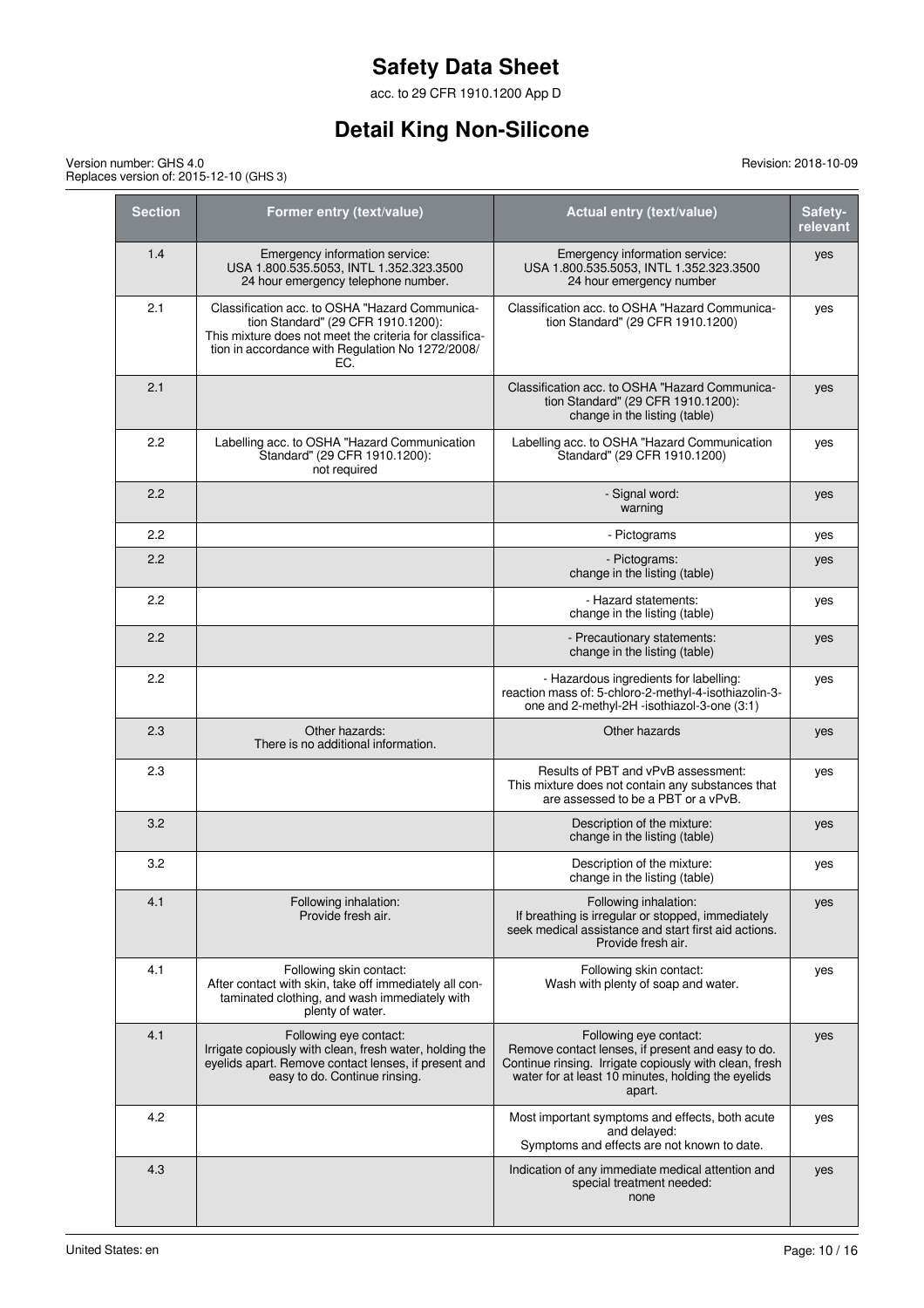# Safety Data Sheet

acc. to 29 CFR 1910.1200 App D

# Detail King Non-Silicone

Version number: GHS 4.0
Replaces version of: 2015-12-10 (GHS 3)

Revision: 2018-10-09

| Section | Former entry (text/value) | Actual entry (text/value) | Safety-relevant |
|---|---|---|---|
| 1.4 | Emergency information service: USA 1.800.535.5053, INTL 1.352.323.3500 24 hour emergency telephone number. | Emergency information service: USA 1.800.535.5053, INTL 1.352.323.3500 24 hour emergency number | yes |
| 2.1 | Classification acc. to OSHA "Hazard Communication Standard" (29 CFR 1910.1200): This mixture does not meet the criteria for classification in accordance with Regulation No 1272/2008/EC. | Classification acc. to OSHA "Hazard Communication Standard" (29 CFR 1910.1200) | yes |
| 2.1 | | Classification acc. to OSHA "Hazard Communication Standard" (29 CFR 1910.1200): change in the listing (table) | yes |
| 2.2 | Labelling acc. to OSHA "Hazard Communication Standard" (29 CFR 1910.1200): not required | Labelling acc. to OSHA "Hazard Communication Standard" (29 CFR 1910.1200) | yes |
| 2.2 | | - Signal word: warning | yes |
| 2.2 | | - Pictograms | yes |
| 2.2 | | - Pictograms: change in the listing (table) | yes |
| 2.2 | | - Hazard statements: change in the listing (table) | yes |
| 2.2 | | - Precautionary statements: change in the listing (table) | yes |
| 2.2 | | - Hazardous ingredients for labelling: reaction mass of: 5-chloro-2-methyl-4-isothiazolin-3-one and 2-methyl-2H -isothiazol-3-one (3:1) | yes |
| 2.3 | Other hazards: There is no additional information. | Other hazards | yes |
| 2.3 | | Results of PBT and vPvB assessment: This mixture does not contain any substances that are assessed to be a PBT or a vPvB. | yes |
| 3.2 | | Description of the mixture: change in the listing (table) | yes |
| 3.2 | | Description of the mixture: change in the listing (table) | yes |
| 4.1 | Following inhalation: Provide fresh air. | Following inhalation: If breathing is irregular or stopped, immediately seek medical assistance and start first aid actions. Provide fresh air. | yes |
| 4.1 | Following skin contact: After contact with skin, take off immediately all contaminated clothing, and wash immediately with plenty of water. | Following skin contact: Wash with plenty of soap and water. | yes |
| 4.1 | Following eye contact: Irrigate copiously with clean, fresh water, holding the eyelids apart. Remove contact lenses, if present and easy to do. Continue rinsing. | Following eye contact: Remove contact lenses, if present and easy to do. Continue rinsing. Irrigate copiously with clean, fresh water for at least 10 minutes, holding the eyelids apart. | yes |
| 4.2 | | Most important symptoms and effects, both acute and delayed: Symptoms and effects are not known to date. | yes |
| 4.3 | | Indication of any immediate medical attention and special treatment needed: none | yes |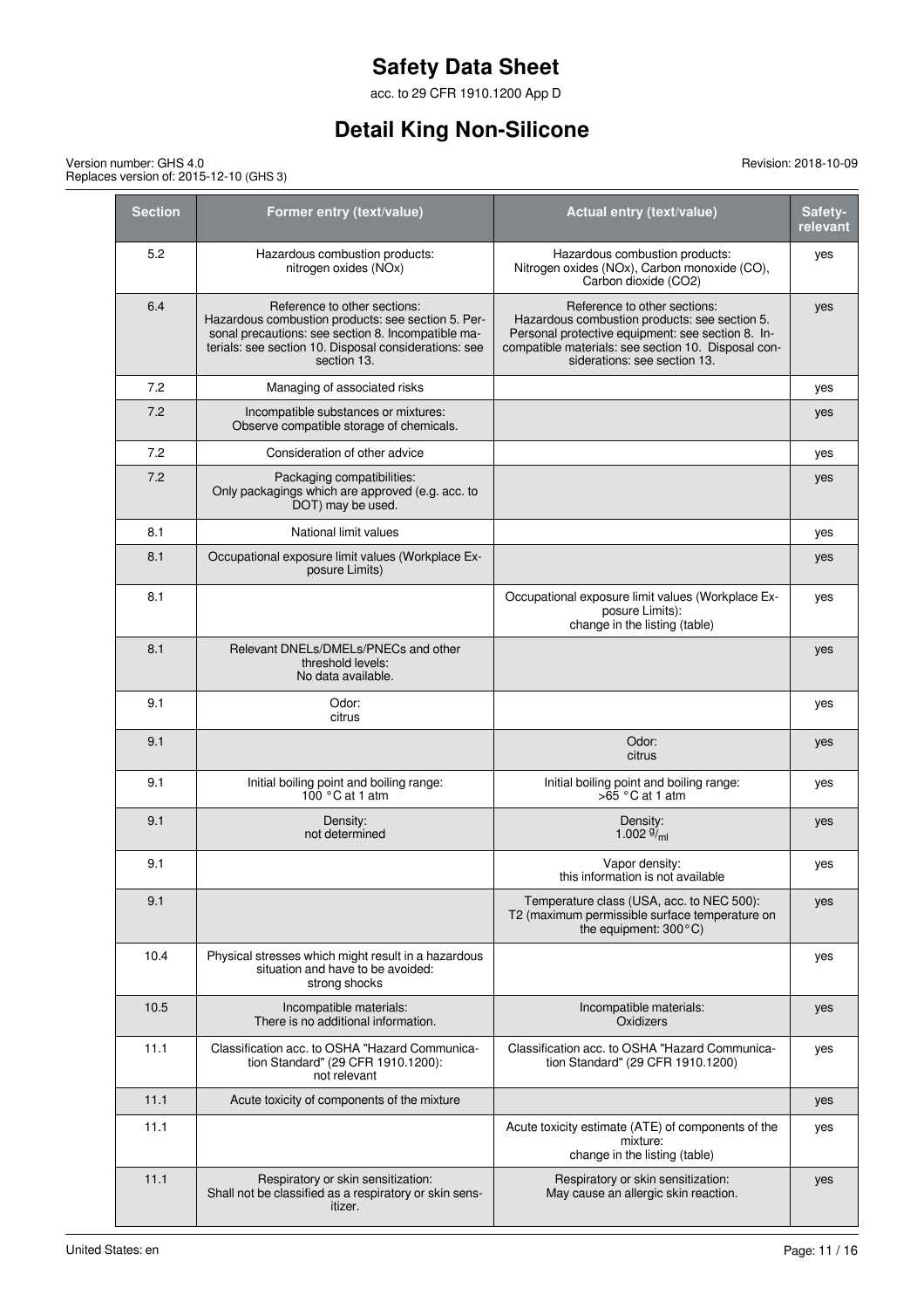| Section | Former entry (text/value) | Actual entry (text/value) | Safety-relevant |
|---|---|---|---|
| 5.2 | Hazardous combustion products: nitrogen oxides (NOx) | Hazardous combustion products: Nitrogen oxides (NOx), Carbon monoxide (CO), Carbon dioxide (CO2) | yes |
| 6.4 | Reference to other sections: Hazardous combustion products: see section 5. Personal precautions: see section 8. Incompatible materials: see section 10. Disposal considerations: see section 13. | Reference to other sections: Hazardous combustion products: see section 5. Personal protective equipment: see section 8. Incompatible materials: see section 10. Disposal considerations: see section 13. | yes |
| 7.2 | Managing of associated risks | | yes |
| 7.2 | Incompatible substances or mixtures: Observe compatible storage of chemicals. | | yes |
| 7.2 | Consideration of other advice | | yes |
| 7.2 | Packaging compatibilities: Only packagings which are approved (e.g. acc. to DOT) may be used. | | yes |
| 8.1 | National limit values | | yes |
| 8.1 | Occupational exposure limit values (Workplace Exposure Limits) | | yes |
| 8.1 | | Occupational exposure limit values (Workplace Exposure Limits): change in the listing (table) | yes |
| 8.1 | Relevant DNELs/DMELs/PNECs and other threshold levels: No data available. | | yes |
| 9.1 | Odor: citrus | | yes |
| 9.1 | | Odor: citrus | yes |
| 9.1 | Initial boiling point and boiling range: 100 °C at 1 atm | Initial boiling point and boiling range: >65 °C at 1 atm | yes |
| 9.1 | Density: not determined | Density: 1.002 g/ml | yes |
| 9.1 | | Vapor density: this information is not available | yes |
| 9.1 | | Temperature class (USA, acc. to NEC 500): T2 (maximum permissible surface temperature on the equipment: 300°C) | yes |
| 10.4 | Physical stresses which might result in a hazardous situation and have to be avoided: strong shocks | | yes |
| 10.5 | Incompatible materials: There is no additional information. | Incompatible materials: Oxidizers | yes |
| 11.1 | Classification acc. to OSHA "Hazard Communication Standard" (29 CFR 1910.1200): not relevant | Classification acc. to OSHA "Hazard Communication Standard" (29 CFR 1910.1200) | yes |
| 11.1 | Acute toxicity of components of the mixture | | yes |
| 11.1 | | Acute toxicity estimate (ATE) of components of the mixture: change in the listing (table) | yes |
| 11.1 | Respiratory or skin sensitization: Shall not be classified as a respiratory or skin sensitizer. | Respiratory or skin sensitization: May cause an allergic skin reaction. | yes |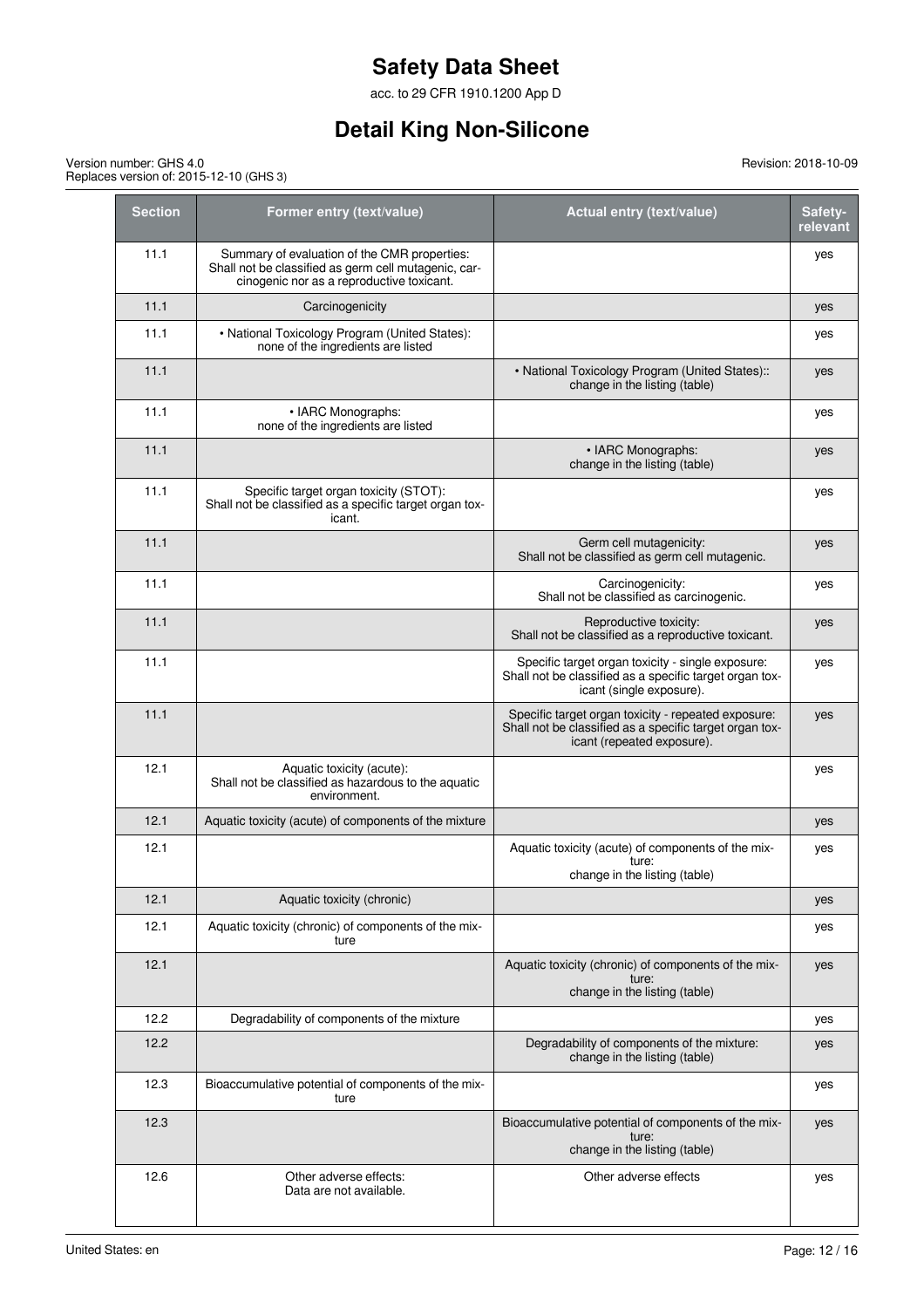| Section | Former entry (text/value) | Actual entry (text/value) | Safety-relevant |
|---|---|---|---|
| 11.1 | Summary of evaluation of the CMR properties: Shall not be classified as germ cell mutagenic, carcinogenic nor as a reproductive toxicant. | | yes |
| 11.1 | Carcinogenicity | | yes |
| 11.1 | • National Toxicology Program (United States): none of the ingredients are listed | | yes |
| 11.1 | | • National Toxicology Program (United States):: change in the listing (table) | yes |
| 11.1 | • IARC Monographs: none of the ingredients are listed | | yes |
| 11.1 | | • IARC Monographs: change in the listing (table) | yes |
| 11.1 | Specific target organ toxicity (STOT): Shall not be classified as a specific target organ toxicant. | | yes |
| 11.1 | | Germ cell mutagenicity: Shall not be classified as germ cell mutagenic. | yes |
| 11.1 | | Carcinogenicity: Shall not be classified as carcinogenic. | yes |
| 11.1 | | Reproductive toxicity: Shall not be classified as a reproductive toxicant. | yes |
| 11.1 | | Specific target organ toxicity - single exposure: Shall not be classified as a specific target organ toxicant (single exposure). | yes |
| 11.1 | | Specific target organ toxicity - repeated exposure: Shall not be classified as a specific target organ toxicant (repeated exposure). | yes |
| 12.1 | Aquatic toxicity (acute): Shall not be classified as hazardous to the aquatic environment. | | yes |
| 12.1 | Aquatic toxicity (acute) of components of the mixture | | yes |
| 12.1 | | Aquatic toxicity (acute) of components of the mixture: change in the listing (table) | yes |
| 12.1 | Aquatic toxicity (chronic) | | yes |
| 12.1 | Aquatic toxicity (chronic) of components of the mixture | | yes |
| 12.1 | | Aquatic toxicity (chronic) of components of the mixture: change in the listing (table) | yes |
| 12.2 | Degradability of components of the mixture | | yes |
| 12.2 | | Degradability of components of the mixture: change in the listing (table) | yes |
| 12.3 | Bioaccumulative potential of components of the mixture | | yes |
| 12.3 | | Bioaccumulative potential of components of the mixture: change in the listing (table) | yes |
| 12.6 | Other adverse effects: Data are not available. | Other adverse effects | yes |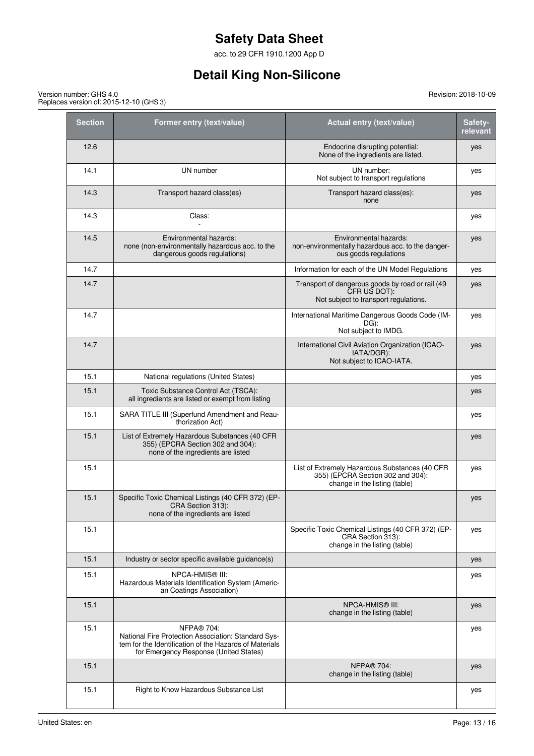| Section | Former entry (text/value) | Actual entry (text/value) | Safety-relevant |
|---|---|---|---|
| 12.6 | | Endocrine disrupting potential: None of the ingredients are listed. | yes |
| 14.1 | UN number | UN number: Not subject to transport regulations | yes |
| 14.3 | Transport hazard class(es) | Transport hazard class(es): none | yes |
| 14.3 | Class: - | | yes |
| 14.5 | Environmental hazards: none (non-environmentally hazardous acc. to the dangerous goods regulations) | Environmental hazards: non-environmentally hazardous acc. to the dangerous goods regulations | yes |
| 14.7 | | Information for each of the UN Model Regulations | yes |
| 14.7 | | Transport of dangerous goods by road or rail (49 CFR US DOT): Not subject to transport regulations. | yes |
| 14.7 | | International Maritime Dangerous Goods Code (IMDG): Not subject to IMDG. | yes |
| 14.7 | | International Civil Aviation Organization (ICAO-IATA/DGR): Not subject to ICAO-IATA. | yes |
| 15.1 | National regulations (United States) | | yes |
| 15.1 | Toxic Substance Control Act (TSCA): all ingredients are listed or exempt from listing | | yes |
| 15.1 | SARA TITLE III (Superfund Amendment and Reauthorization Act) | | yes |
| 15.1 | List of Extremely Hazardous Substances (40 CFR 355) (EPCRA Section 302 and 304): none of the ingredients are listed | | yes |
| 15.1 | | List of Extremely Hazardous Substances (40 CFR 355) (EPCRA Section 302 and 304): change in the listing (table) | yes |
| 15.1 | Specific Toxic Chemical Listings (40 CFR 372) (EPCRA Section 313): none of the ingredients are listed | | yes |
| 15.1 | | Specific Toxic Chemical Listings (40 CFR 372) (EPCRA Section 313): change in the listing (table) | yes |
| 15.1 | Industry or sector specific available guidance(s) | | yes |
| 15.1 | NPCA-HMIS® III: Hazardous Materials Identification System (American Coatings Association) | | yes |
| 15.1 | | NPCA-HMIS® III: change in the listing (table) | yes |
| 15.1 | NFPA® 704: National Fire Protection Association: Standard System for the Identification of the Hazards of Materials for Emergency Response (United States) | | yes |
| 15.1 | | NFPA® 704: change in the listing (table) | yes |
| 15.1 | Right to Know Hazardous Substance List | | yes |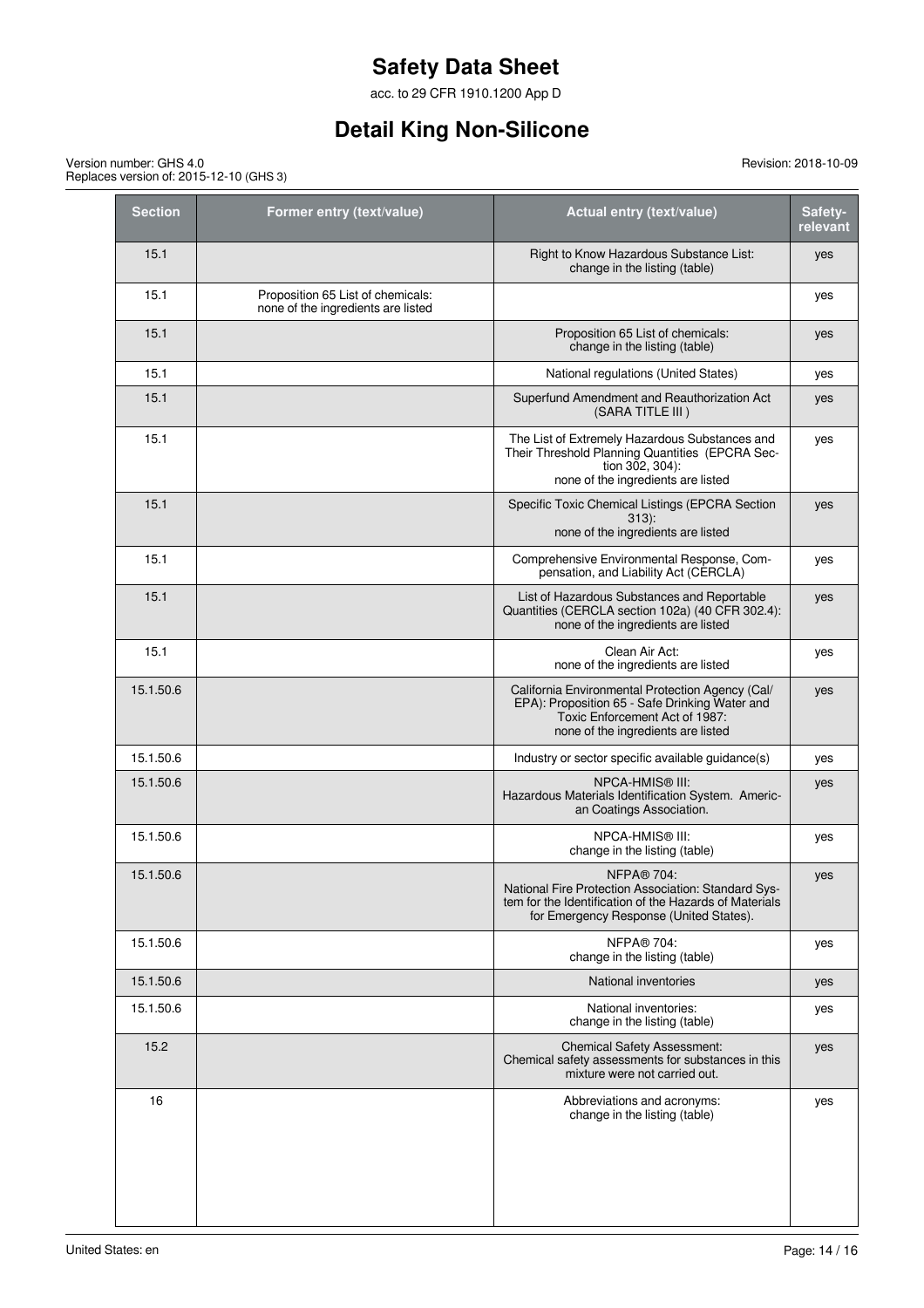| Section | Former entry (text/value) | Actual entry (text/value) | Safety-relevant |
|---|---|---|---|
| 15.1 | | Right to Know Hazardous Substance List: change in the listing (table) | yes |
| 15.1 | Proposition 65 List of chemicals: none of the ingredients are listed | | yes |
| 15.1 | | Proposition 65 List of chemicals: change in the listing (table) | yes |
| 15.1 | | National regulations (United States) | yes |
| 15.1 | | Superfund Amendment and Reauthorization Act (SARA TITLE III ) | yes |
| 15.1 | | The List of Extremely Hazardous Substances and Their Threshold Planning Quantities (EPCRA Section 302, 304): none of the ingredients are listed | yes |
| 15.1 | | Specific Toxic Chemical Listings (EPCRA Section 313): none of the ingredients are listed | yes |
| 15.1 | | Comprehensive Environmental Response, Compensation, and Liability Act (CERCLA) | yes |
| 15.1 | | List of Hazardous Substances and Reportable Quantities (CERCLA section 102a) (40 CFR 302.4): none of the ingredients are listed | yes |
| 15.1 | | Clean Air Act: none of the ingredients are listed | yes |
| 15.1.50.6 | | California Environmental Protection Agency (Cal/EPA): Proposition 65 - Safe Drinking Water and Toxic Enforcement Act of 1987: none of the ingredients are listed | yes |
| 15.1.50.6 | | Industry or sector specific available guidance(s) | yes |
| 15.1.50.6 | | NPCA-HMIS® III: Hazardous Materials Identification System. American Coatings Association. | yes |
| 15.1.50.6 | | NPCA-HMIS® III: change in the listing (table) | yes |
| 15.1.50.6 | | NFPA® 704: National Fire Protection Association: Standard System for the Identification of the Hazards of Materials for Emergency Response (United States). | yes |
| 15.1.50.6 | | NFPA® 704: change in the listing (table) | yes |
| 15.1.50.6 | | National inventories | yes |
| 15.1.50.6 | | National inventories: change in the listing (table) | yes |
| 15.2 | | Chemical Safety Assessment: Chemical safety assessments for substances in this mixture were not carried out. | yes |
| 16 | | Abbreviations and acronyms: change in the listing (table) | yes |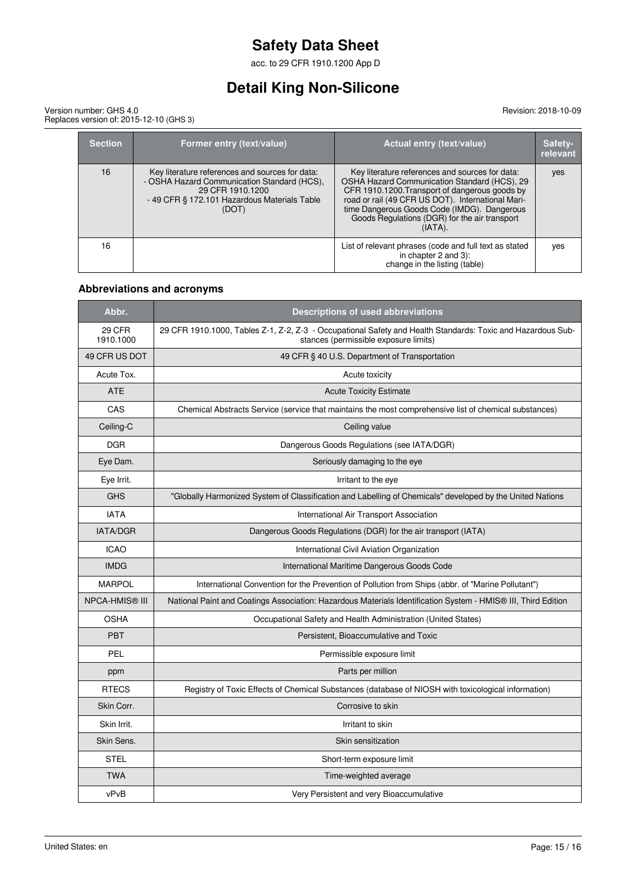| Section | Former entry (text/value) | Actual entry (text/value) | Safety-relevant |
|---|---|---|---|
| 16 | Key literature references and sources for data: - OSHA Hazard Communication Standard (HCS), 29 CFR 1910.1200 - 49 CFR § 172.101 Hazardous Materials Table (DOT) | Key literature references and sources for data: OSHA Hazard Communication Standard (HCS), 29 CFR 1910.1200.Transport of dangerous goods by road or rail (49 CFR US DOT). International Maritime Dangerous Goods Code (IMDG). Dangerous Goods Regulations (DGR) for the air transport (IATA). | yes |
| 16 | | List of relevant phrases (code and full text as stated in chapter 2 and 3): change in the listing (table) | yes |

### Abbreviations and acronyms

| Abbr. | Descriptions of used abbreviations |
|---|---|
| 29 CFR 1910.1000 | 29 CFR 1910.1000, Tables Z-1, Z-2, Z-3 - Occupational Safety and Health Standards: Toxic and Hazardous Substances (permissible exposure limits) |
| 49 CFR US DOT | 49 CFR § 40 U.S. Department of Transportation |
| Acute Tox. | Acute toxicity |
| ATE | Acute Toxicity Estimate |
| CAS | Chemical Abstracts Service (service that maintains the most comprehensive list of chemical substances) |
| Ceiling-C | Ceiling value |
| DGR | Dangerous Goods Regulations (see IATA/DGR) |
| Eye Dam. | Seriously damaging to the eye |
| Eye Irrit. | Irritant to the eye |
| GHS | "Globally Harmonized System of Classification and Labelling of Chemicals" developed by the United Nations |
| IATA | International Air Transport Association |
| IATA/DGR | Dangerous Goods Regulations (DGR) for the air transport (IATA) |
| ICAO | International Civil Aviation Organization |
| IMDG | International Maritime Dangerous Goods Code |
| MARPOL | International Convention for the Prevention of Pollution from Ships (abbr. of "Marine Pollutant") |
| NPCA-HMIS® III | National Paint and Coatings Association: Hazardous Materials Identification System - HMIS® III, Third Edition |
| OSHA | Occupational Safety and Health Administration (United States) |
| PBT | Persistent, Bioaccumulative and Toxic |
| PEL | Permissible exposure limit |
| ppm | Parts per million |
| RTECS | Registry of Toxic Effects of Chemical Substances (database of NIOSH with toxicological information) |
| Skin Corr. | Corrosive to skin |
| Skin Irrit. | Irritant to skin |
| Skin Sens. | Skin sensitization |
| STEL | Short-term exposure limit |
| TWA | Time-weighted average |
| vPvB | Very Persistent and very Bioaccumulative |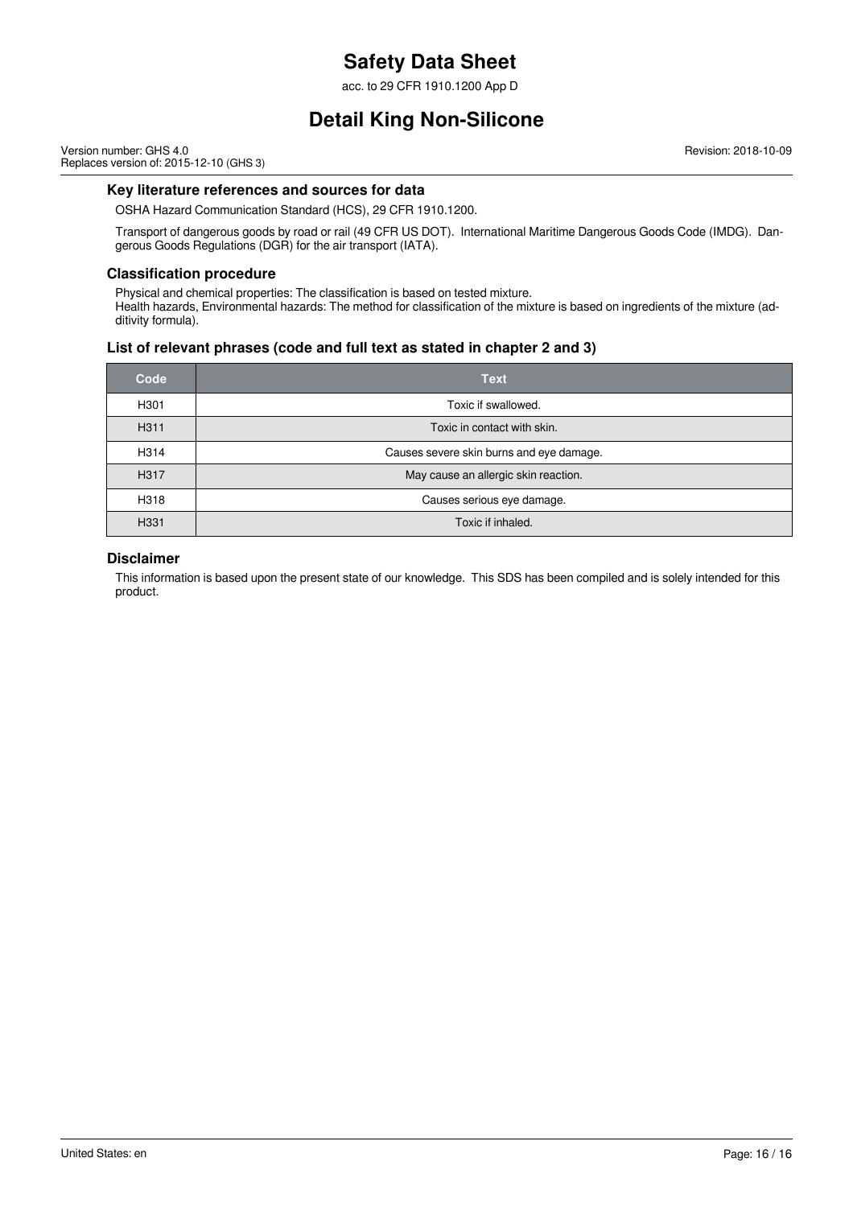### Key literature references and sources for data

OSHA Hazard Communication Standard (HCS), 29 CFR 1910.1200.

Transport of dangerous goods by road or rail (49 CFR US DOT). International Maritime Dangerous Goods Code (IMDG). Dangerous Goods Regulations (DGR) for the air transport (IATA).

### Classification procedure

Physical and chemical properties: The classification is based on tested mixture.
Health hazards, Environmental hazards: The method for classification of the mixture is based on ingredients of the mixture (additivity formula).

### List of relevant phrases (code and full text as stated in chapter 2 and 3)

| Code | Text |
| --- | --- |
| H301 | Toxic if swallowed. |
| H311 | Toxic in contact with skin. |
| H314 | Causes severe skin burns and eye damage. |
| H317 | May cause an allergic skin reaction. |
| H318 | Causes serious eye damage. |
| H331 | Toxic if inhaled. |

### Disclaimer

This information is based upon the present state of our knowledge. This SDS has been compiled and is solely intended for this product.